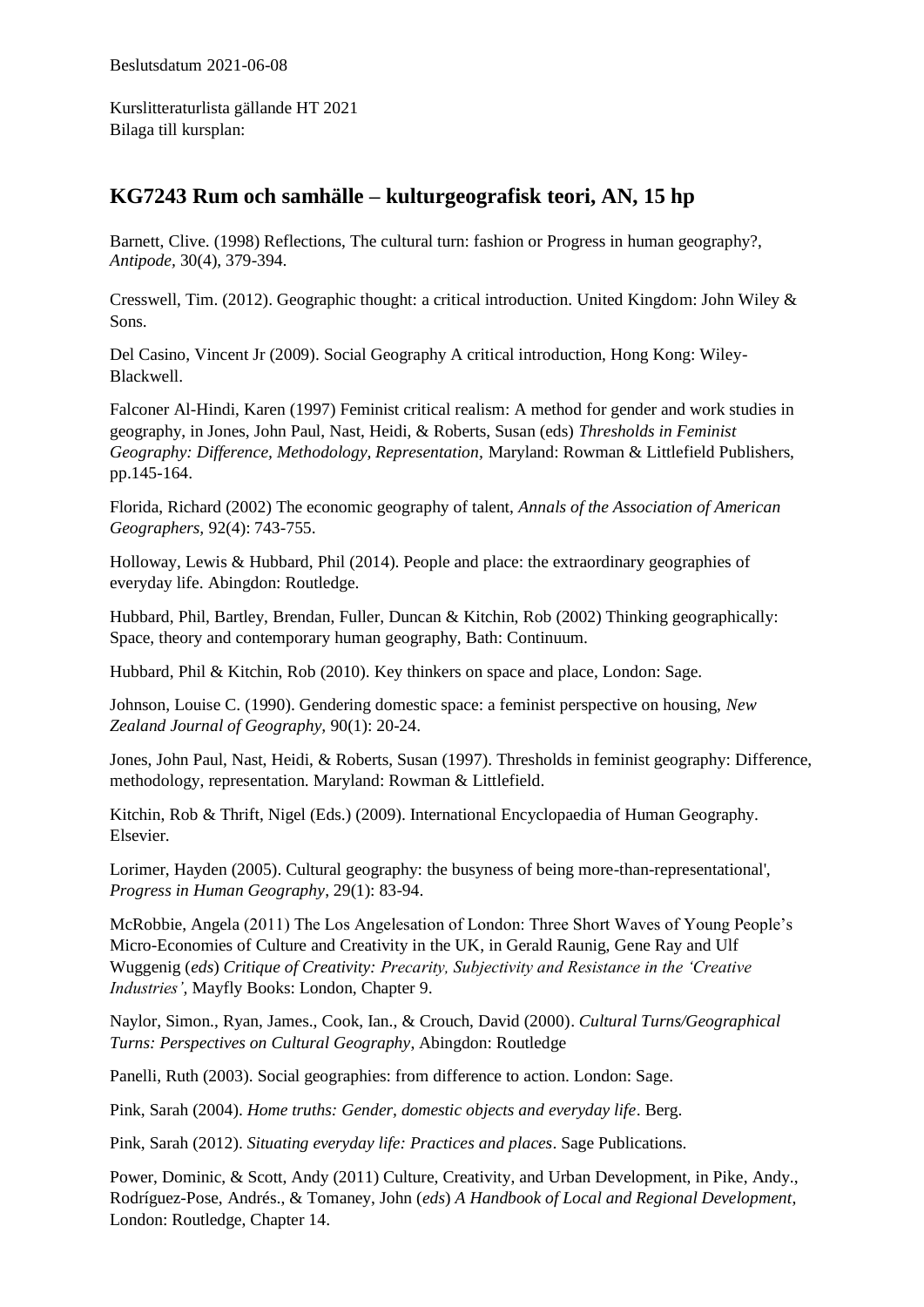Beslutsdatum 2021-06-08

Kurslitteraturlista gällande HT 2021
Bilaga till kursplan:

## KG7243 Rum och samhälle – kulturgeografisk teori, AN, 15 hp

Barnett, Clive. (1998) Reflections, The cultural turn: fashion or Progress in human geography?, *Antipode*, 30(4), 379-394.

Cresswell, Tim. (2012). Geographic thought: a critical introduction. United Kingdom: John Wiley & Sons.

Del Casino, Vincent Jr (2009). Social Geography A critical introduction, Hong Kong: Wiley-Blackwell.

Falconer Al-Hindi, Karen (1997) Feminist critical realism: A method for gender and work studies in geography, in Jones, John Paul, Nast, Heidi, & Roberts, Susan (eds) *Thresholds in Feminist Geography: Difference, Methodology, Representation*, Maryland: Rowman & Littlefield Publishers, pp.145-164.

Florida, Richard (2002) The economic geography of talent, *Annals of the Association of American Geographers*, 92(4): 743-755.

Holloway, Lewis & Hubbard, Phil (2014). People and place: the extraordinary geographies of everyday life. Abingdon: Routledge.

Hubbard, Phil, Bartley, Brendan, Fuller, Duncan & Kitchin, Rob (2002) Thinking geographically: Space, theory and contemporary human geography, Bath: Continuum.

Hubbard, Phil & Kitchin, Rob (2010). Key thinkers on space and place, London: Sage.

Johnson, Louise C. (1990). Gendering domestic space: a feminist perspective on housing, *New Zealand Journal of Geography*, 90(1): 20-24.

Jones, John Paul, Nast, Heidi, & Roberts, Susan (1997). Thresholds in feminist geography: Difference, methodology, representation. Maryland: Rowman & Littlefield.

Kitchin, Rob & Thrift, Nigel (Eds.) (2009). International Encyclopaedia of Human Geography. Elsevier.

Lorimer, Hayden (2005). Cultural geography: the busyness of being more-than-representational', *Progress in Human Geography*, 29(1): 83-94.

McRobbie, Angela (2011) The Los Angelesation of London: Three Short Waves of Young People's Micro-Economies of Culture and Creativity in the UK, in Gerald Raunig, Gene Ray and Ulf Wuggenig (*eds*) *Critique of Creativity: Precarity, Subjectivity and Resistance in the 'Creative Industries'*, Mayfly Books: London, Chapter 9.

Naylor, Simon., Ryan, James., Cook, Ian., & Crouch, David (2000). *Cultural Turns/Geographical Turns: Perspectives on Cultural Geography*, Abingdon: Routledge

Panelli, Ruth (2003). Social geographies: from difference to action. London: Sage.

Pink, Sarah (2004). *Home truths: Gender, domestic objects and everyday life*. Berg.

Pink, Sarah (2012). *Situating everyday life: Practices and places*. Sage Publications.

Power, Dominic, & Scott, Andy (2011) Culture, Creativity, and Urban Development, in Pike, Andy., Rodríguez-Pose, Andrés., & Tomaney, John (*eds*) *A Handbook of Local and Regional Development*, London: Routledge, Chapter 14.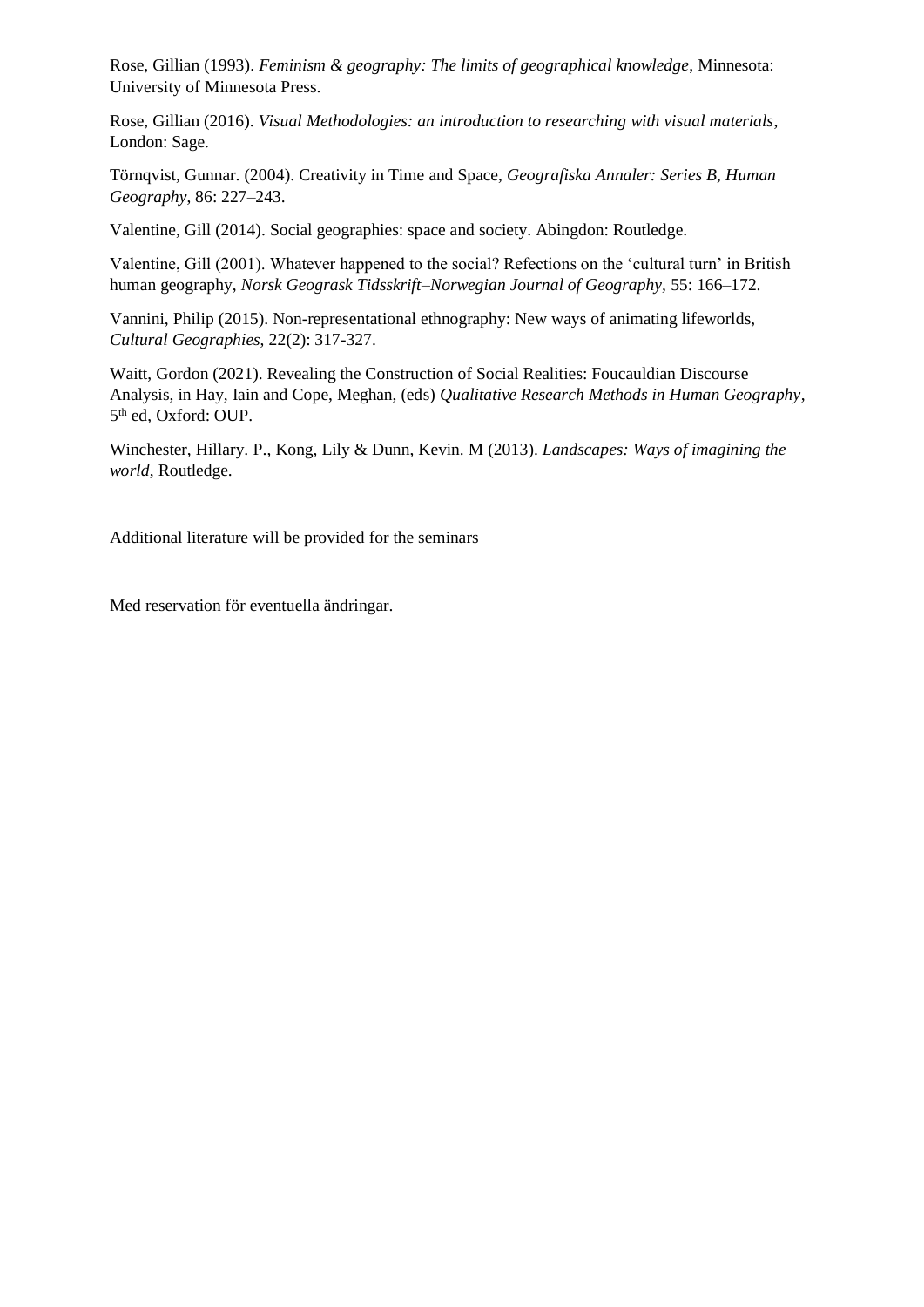Rose, Gillian (1993). *Feminism & geography: The limits of geographical knowledge*, Minnesota: University of Minnesota Press.

Rose, Gillian (2016). *Visual Methodologies: an introduction to researching with visual materials*, London: Sage.

Törnqvist, Gunnar. (2004). Creativity in Time and Space, *Geografiska Annaler: Series B, Human Geography*, 86: 227–243.

Valentine, Gill (2014). Social geographies: space and society. Abingdon: Routledge.

Valentine, Gill (2001). Whatever happened to the social? Refections on the 'cultural turn' in British human geography, *Norsk Geogrask Tidsskrift–Norwegian Journal of Geography*, 55: 166–172.

Vannini, Philip (2015). Non-representational ethnography: New ways of animating lifeworlds, *Cultural Geographies*, 22(2): 317-327.

Waitt, Gordon (2021). Revealing the Construction of Social Realities: Foucauldian Discourse Analysis, in Hay, Iain and Cope, Meghan, (eds) *Qualitative Research Methods in Human Geography*, 5th ed, Oxford: OUP.

Winchester, Hillary. P., Kong, Lily & Dunn, Kevin. M (2013). *Landscapes: Ways of imagining the world*, Routledge.

Additional literature will be provided for the seminars

Med reservation för eventuella ändringar.